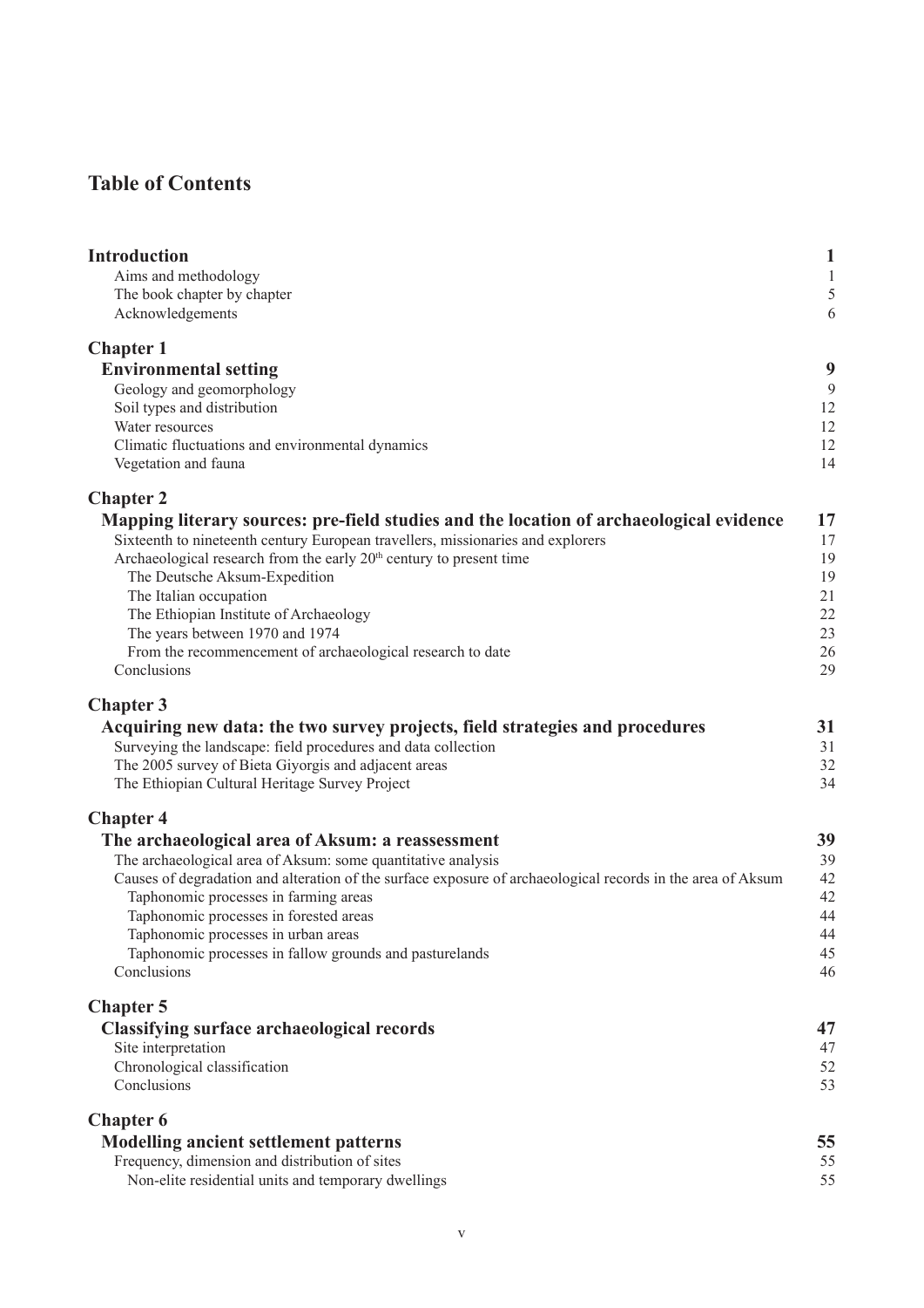# Table of Contents

| | |
|---|---|
| **Introduction** | **1** |
| Aims and methodology | 1 |
| The book chapter by chapter | 5 |
| Acknowledgements | 6 |
| **Chapter 1** | |
| **Environmental setting** | **9** |
| Geology and geomorphology | 9 |
| Soil types and distribution | 12 |
| Water resources | 12 |
| Climatic fluctuations and environmental dynamics | 12 |
| Vegetation and fauna | 14 |
| **Chapter 2** | |
| **Mapping literary sources: pre-field studies and the location of archaeological evidence** | **17** |
| Sixteenth to nineteenth century European travellers, missionaries and explorers | 17 |
| Archaeological research from the early 20th century to present time | 19 |
| The Deutsche Aksum-Expedition | 19 |
| The Italian occupation | 21 |
| The Ethiopian Institute of Archaeology | 22 |
| The years between 1970 and 1974 | 23 |
| From the recommencement of archaeological research to date | 26 |
| Conclusions | 29 |
| **Chapter 3** | |
| **Acquiring new data: the two survey projects, field strategies and procedures** | **31** |
| Surveying the landscape: field procedures and data collection | 31 |
| The 2005 survey of Bieta Giyorgis and adjacent areas | 32 |
| The Ethiopian Cultural Heritage Survey Project | 34 |
| **Chapter 4** | |
| **The archaeological area of Aksum: a reassessment** | **39** |
| The archaeological area of Aksum: some quantitative analysis | 39 |
| Causes of degradation and alteration of the surface exposure of archaeological records in the area of Aksum | 42 |
| Taphonomic processes in farming areas | 42 |
| Taphonomic processes in forested areas | 44 |
| Taphonomic processes in urban areas | 44 |
| Taphonomic processes in fallow grounds and pasturelands | 45 |
| Conclusions | 46 |
| **Chapter 5** | |
| **Classifying surface archaeological records** | **47** |
| Site interpretation | 47 |
| Chronological classification | 52 |
| Conclusions | 53 |
| **Chapter 6** | |
| **Modelling ancient settlement patterns** | **55** |
| Frequency, dimension and distribution of sites | 55 |
| Non-elite residential units and temporary dwellings | 55 |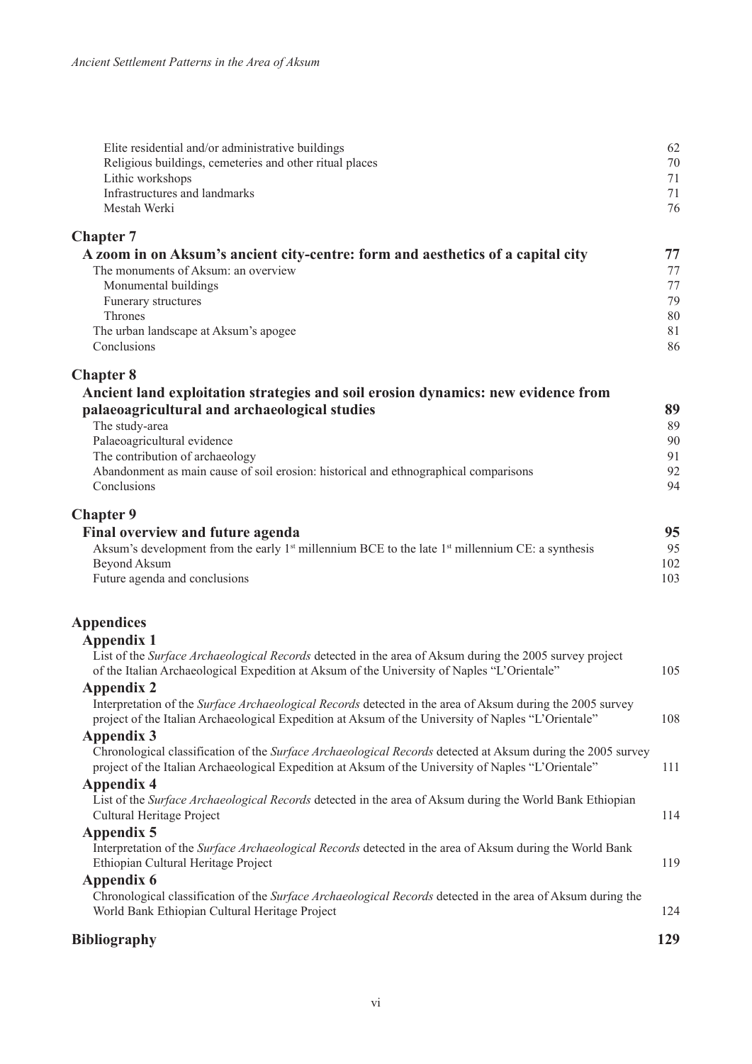Elite residential and/or administrative buildings 62
Religious buildings, cemeteries and other ritual places 70
Lithic workshops 71
Infrastructures and landmarks 71
Mestah Werki 76

## Chapter 7

**A zoom in on Aksum's ancient city-centre: form and aesthetics of a capital city** **77**

The monuments of Aksum: an overview 77
- Monumental buildings 77
- Funerary structures 79
- Thrones 80

The urban landscape at Aksum's apogee 81
Conclusions 86

## Chapter 8

**Ancient land exploitation strategies and soil erosion dynamics: new evidence from palaeoagricultural and archaeological studies** **89**

The study-area 89
Palaeoagricultural evidence 90
The contribution of archaeology 91
Abandonment as main cause of soil erosion: historical and ethnographical comparisons 92
Conclusions 94

## Chapter 9

**Final overview and future agenda** **95**

Aksum's development from the early 1st millennium BCE to the late 1st millennium CE: a synthesis 95
Beyond Aksum 102
Future agenda and conclusions 103

## Appendices

**Appendix 1**
List of the *Surface Archaeological Records* detected in the area of Aksum during the 2005 survey project of the Italian Archaeological Expedition at Aksum of the University of Naples "L'Orientale" 105

**Appendix 2**
Interpretation of the *Surface Archaeological Records* detected in the area of Aksum during the 2005 survey project of the Italian Archaeological Expedition at Aksum of the University of Naples "L'Orientale" 108

**Appendix 3**
Chronological classification of the *Surface Archaeological Records* detected at Aksum during the 2005 survey project of the Italian Archaeological Expedition at Aksum of the University of Naples "L'Orientale" 111

**Appendix 4**
List of the *Surface Archaeological Records* detected in the area of Aksum during the World Bank Ethiopian Cultural Heritage Project 114

**Appendix 5**
Interpretation of the *Surface Archaeological Records* detected in the area of Aksum during the World Bank Ethiopian Cultural Heritage Project 119

**Appendix 6**
Chronological classification of the *Surface Archaeological Records* detected in the area of Aksum during the World Bank Ethiopian Cultural Heritage Project 124

## Bibliography **129**